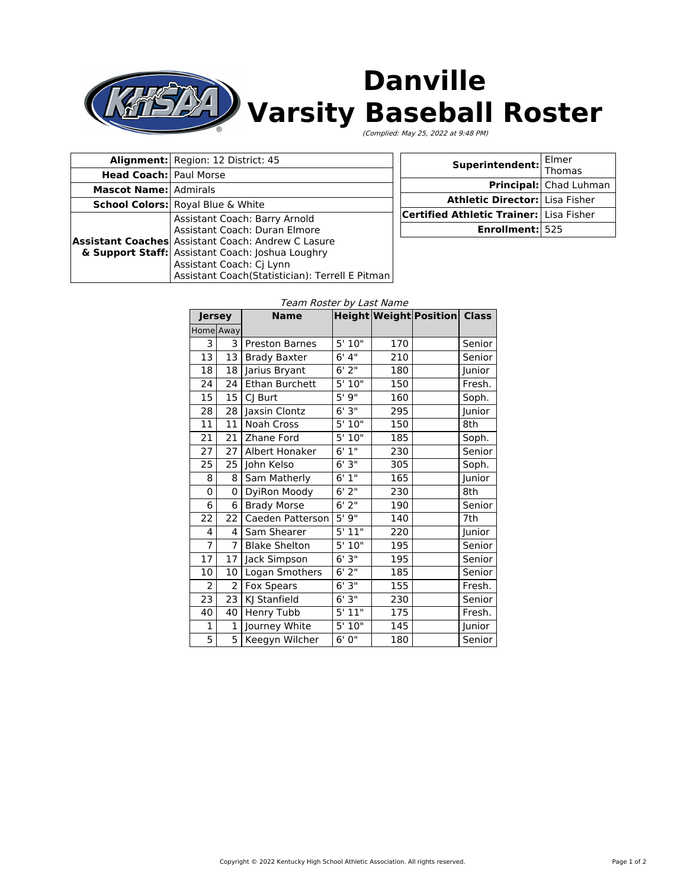# Danville Varsity Baseball Roster

*(Complied: May 25, 2022 at 9:48 PM)*

| | |
|---|---|
| **Alignment:** | Region: 12 District: 45 |
| **Head Coach:** | Paul Morse |
| **Mascot Name:** | Admirals |
| **School Colors:** | Royal Blue & White |
| **Assistant Coaches & Support Staff:** | Assistant Coach: Barry Arnold<br>Assistant Coach: Duran Elmore<br>Assistant Coach: Andrew C Lasure<br>Assistant Coach: Joshua Loughry<br>Assistant Coach: Cj Lynn<br>Assistant Coach(Statistician): Terrell E Pitman |

| | |
|---|---|
| **Superintendent:** | Elmer Thomas |
| **Principal:** | Chad Luhman |
| **Athletic Director:** | Lisa Fisher |
| **Certified Athletic Trainer:** | Lisa Fisher |
| **Enrollment:** | 525 |

*Team Roster by Last Name*

| Jersey | | Name | Height | Weight | Position | Class |
|---|---|---|---|---|---|---|
| Home | Away | | | | | |
| 3 | 3 | Preston Barnes | 5' 10" | 170 | | Senior |
| 13 | 13 | Brady Baxter | 6' 4" | 210 | | Senior |
| 18 | 18 | Jarius Bryant | 6' 2" | 180 | | Junior |
| 24 | 24 | Ethan Burchett | 5' 10" | 150 | | Fresh. |
| 15 | 15 | CJ Burt | 5' 9" | 160 | | Soph. |
| 28 | 28 | Jaxsin Clontz | 6' 3" | 295 | | Junior |
| 11 | 11 | Noah Cross | 5' 10" | 150 | | 8th |
| 21 | 21 | Zhane Ford | 5' 10" | 185 | | Soph. |
| 27 | 27 | Albert Honaker | 6' 1" | 230 | | Senior |
| 25 | 25 | John Kelso | 6' 3" | 305 | | Soph. |
| 8 | 8 | Sam Matherly | 6' 1" | 165 | | Junior |
| 0 | 0 | DyiRon Moody | 6' 2" | 230 | | 8th |
| 6 | 6 | Brady Morse | 6' 2" | 190 | | Senior |
| 22 | 22 | Caeden Patterson | 5' 9" | 140 | | 7th |
| 4 | 4 | Sam Shearer | 5' 11" | 220 | | Junior |
| 7 | 7 | Blake Shelton | 5' 10" | 195 | | Senior |
| 17 | 17 | Jack Simpson | 6' 3" | 195 | | Senior |
| 10 | 10 | Logan Smothers | 6' 2" | 185 | | Senior |
| 2 | 2 | Fox Spears | 6' 3" | 155 | | Fresh. |
| 23 | 23 | KJ Stanfield | 6' 3" | 230 | | Senior |
| 40 | 40 | Henry Tubb | 5' 11" | 175 | | Fresh. |
| 1 | 1 | Journey White | 5' 10" | 145 | | Junior |
| 5 | 5 | Keegyn Wilcher | 6' 0" | 180 | | Senior |

Copyright © 2022 Kentucky High School Athletic Association. All rights reserved.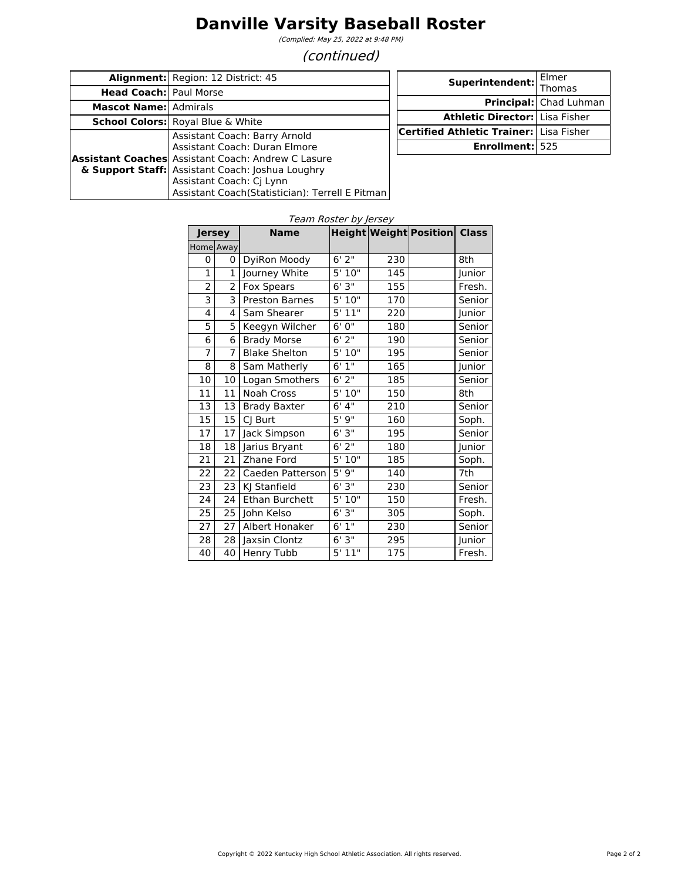# Danville Varsity Baseball Roster

*(Complied: May 25, 2022 at 9:48 PM)*

## *(continued)*

| | |
|---|---|
| **Alignment:** | Region: 12 District: 45 |
| **Head Coach:** | Paul Morse |
| **Mascot Name:** | Admirals |
| **School Colors:** | Royal Blue & White |
| **Assistant Coaches & Support Staff:** | Assistant Coach: Barry Arnold<br>Assistant Coach: Duran Elmore<br>Assistant Coach: Andrew C Lasure<br>Assistant Coach: Joshua Loughry<br>Assistant Coach: Cj Lynn<br>Assistant Coach(Statistician): Terrell E Pitman |

| | |
|---|---|
| **Superintendent:** | Elmer Thomas |
| **Principal:** | Chad Luhman |
| **Athletic Director:** | Lisa Fisher |
| **Certified Athletic Trainer:** | Lisa Fisher |
| **Enrollment:** | 525 |

*Team Roster by Jersey*

| Jersey | | Name | Height | Weight | Position | Class |
|---|---|---|---|---|---|---|
| Home | Away | | | | | |
| 0 | 0 | DyiRon Moody | 6' 2" | 230 | | 8th |
| 1 | 1 | Journey White | 5' 10" | 145 | | Junior |
| 2 | 2 | Fox Spears | 6' 3" | 155 | | Fresh. |
| 3 | 3 | Preston Barnes | 5' 10" | 170 | | Senior |
| 4 | 4 | Sam Shearer | 5' 11" | 220 | | Junior |
| 5 | 5 | Keegyn Wilcher | 6' 0" | 180 | | Senior |
| 6 | 6 | Brady Morse | 6' 2" | 190 | | Senior |
| 7 | 7 | Blake Shelton | 5' 10" | 195 | | Senior |
| 8 | 8 | Sam Matherly | 6' 1" | 165 | | Junior |
| 10 | 10 | Logan Smothers | 6' 2" | 185 | | Senior |
| 11 | 11 | Noah Cross | 5' 10" | 150 | | 8th |
| 13 | 13 | Brady Baxter | 6' 4" | 210 | | Senior |
| 15 | 15 | CJ Burt | 5' 9" | 160 | | Soph. |
| 17 | 17 | Jack Simpson | 6' 3" | 195 | | Senior |
| 18 | 18 | Jarius Bryant | 6' 2" | 180 | | Junior |
| 21 | 21 | Zhane Ford | 5' 10" | 185 | | Soph. |
| 22 | 22 | Caeden Patterson | 5' 9" | 140 | | 7th |
| 23 | 23 | KJ Stanfield | 6' 3" | 230 | | Senior |
| 24 | 24 | Ethan Burchett | 5' 10" | 150 | | Fresh. |
| 25 | 25 | John Kelso | 6' 3" | 305 | | Soph. |
| 27 | 27 | Albert Honaker | 6' 1" | 230 | | Senior |
| 28 | 28 | Jaxsin Clontz | 6' 3" | 295 | | Junior |
| 40 | 40 | Henry Tubb | 5' 11" | 175 | | Fresh. |

Copyright © 2022 Kentucky High School Athletic Association. All rights reserved.